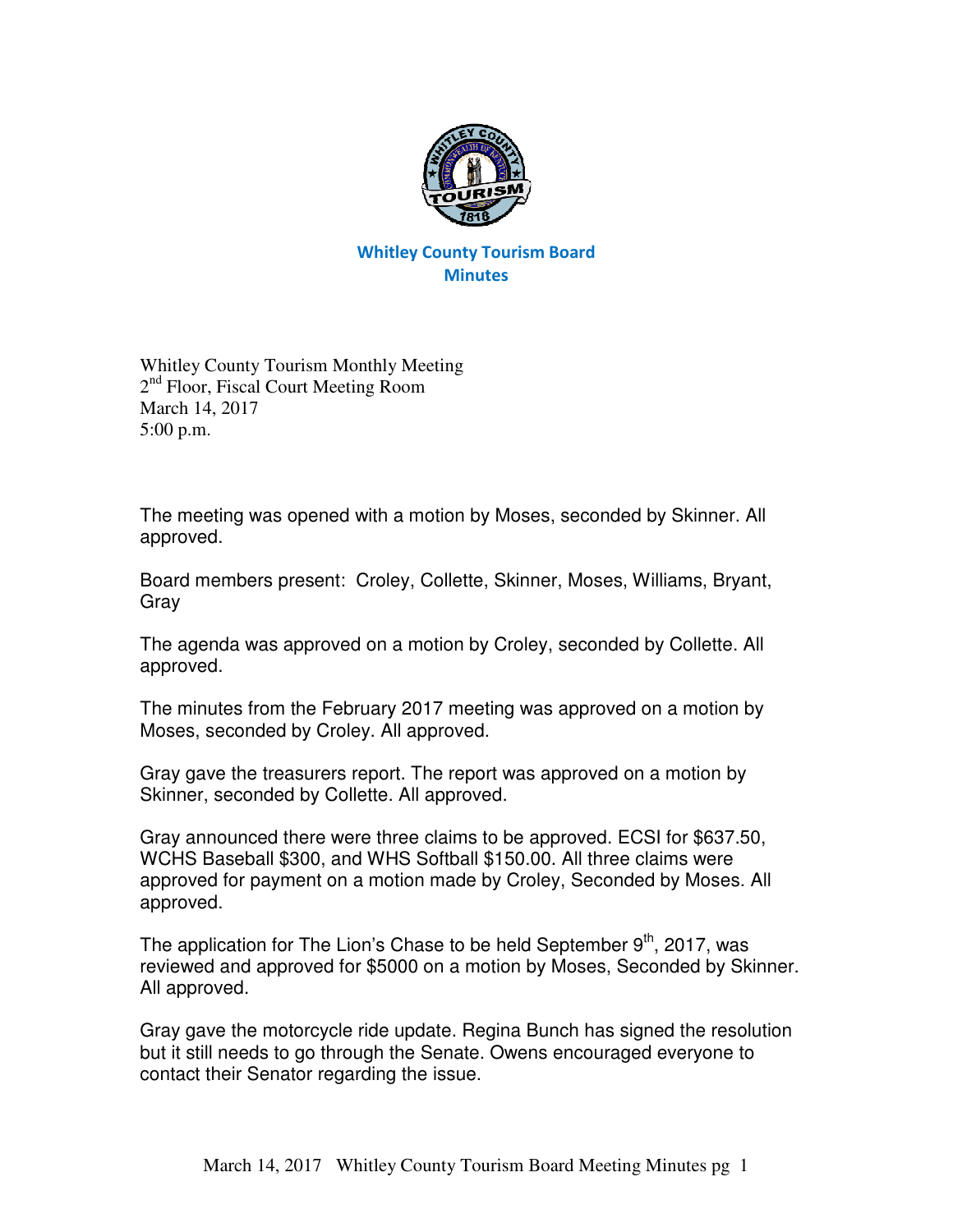# Whitley County Tourism Board
## Minutes

Whitley County Tourism Monthly Meeting
2nd Floor, Fiscal Court Meeting Room
March 14, 2017
5:00 p.m.

The meeting was opened with a motion by Moses, seconded by Skinner. All approved.

Board members present: Croley, Collette, Skinner, Moses, Williams, Bryant, Gray

The agenda was approved on a motion by Croley, seconded by Collette. All approved.

The minutes from the February 2017 meeting was approved on a motion by Moses, seconded by Croley. All approved.

Gray gave the treasurers report. The report was approved on a motion by Skinner, seconded by Collette. All approved.

Gray announced there were three claims to be approved. ECSI for $637.50, WCHS Baseball $300, and WHS Softball $150.00. All three claims were approved for payment on a motion made by Croley, Seconded by Moses. All approved.

The application for The Lion's Chase to be held September 9th, 2017, was reviewed and approved for $5000 on a motion by Moses, Seconded by Skinner. All approved.

Gray gave the motorcycle ride update. Regina Bunch has signed the resolution but it still needs to go through the Senate. Owens encouraged everyone to contact their Senator regarding the issue.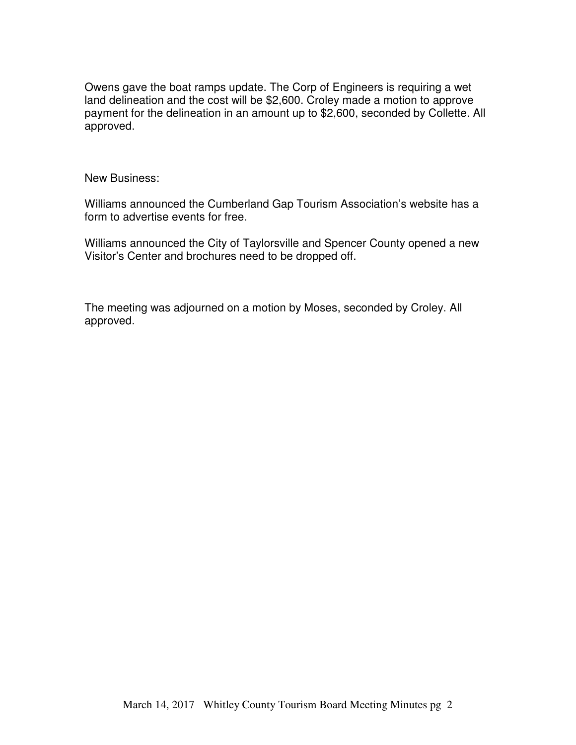Owens gave the boat ramps update. The Corp of Engineers is requiring a wet land delineation and the cost will be $2,600. Croley made a motion to approve payment for the delineation in an amount up to $2,600, seconded by Collette. All approved.

New Business:

Williams announced the Cumberland Gap Tourism Association's website has a form to advertise events for free.

Williams announced the City of Taylorsville and Spencer County opened a new Visitor's Center and brochures need to be dropped off.

The meeting was adjourned on a motion by Moses, seconded by Croley. All approved.